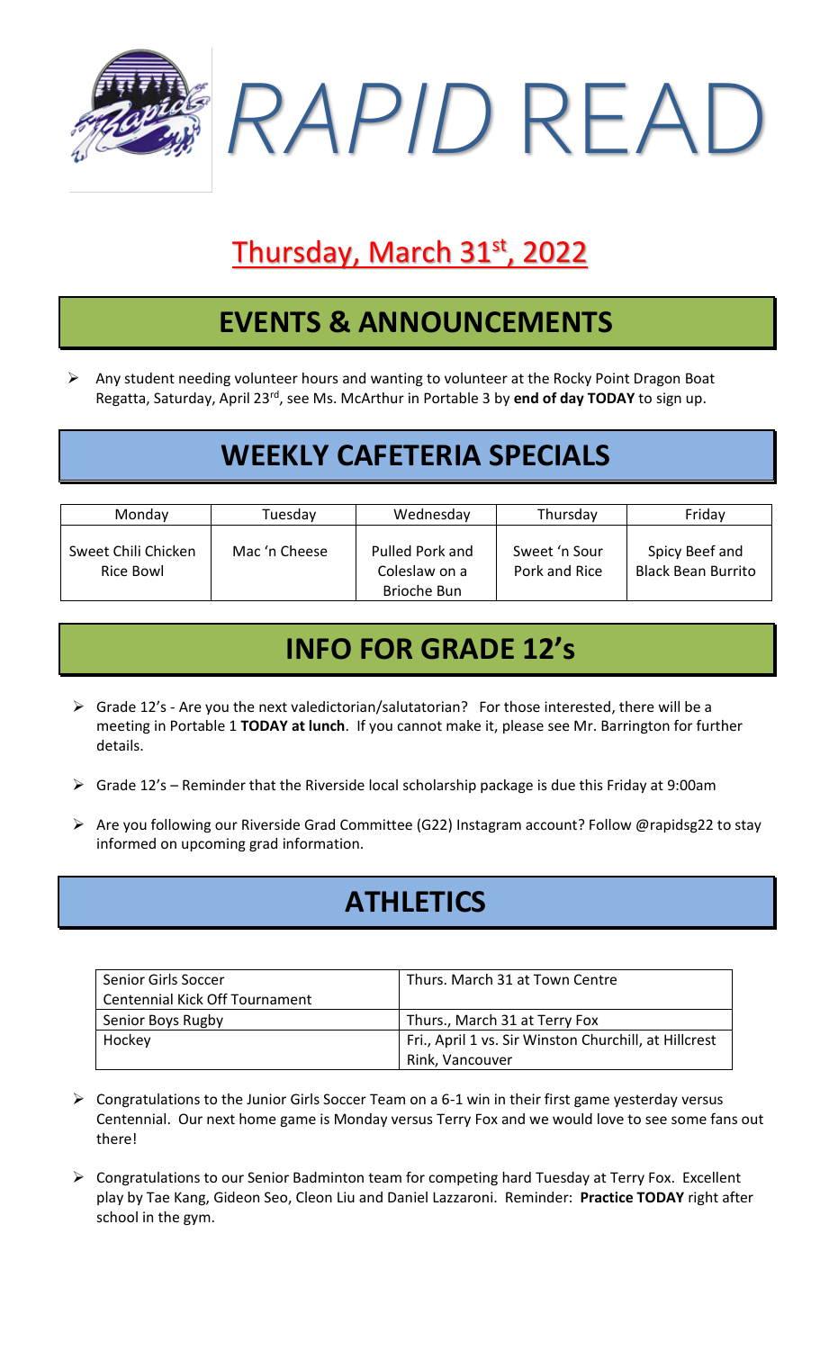# RAPID READ

## Thursday, March 31st, 2022

## EVENTS & ANNOUNCEMENTS

- Any student needing volunteer hours and wanting to volunteer at the Rocky Point Dragon Boat Regatta, Saturday, April 23rd, see Ms. McArthur in Portable 3 by **end of day TODAY** to sign up.

## WEEKLY CAFETERIA SPECIALS

| Monday | Tuesday | Wednesday | Thursday | Friday |
|---|---|---|---|---|
| Sweet Chili Chicken Rice Bowl | Mac 'n Cheese | Pulled Pork and Coleslaw on a Brioche Bun | Sweet 'n Sour Pork and Rice | Spicy Beef and Black Bean Burrito |

## INFO FOR GRADE 12's

- Grade 12's - Are you the next valedictorian/salutatorian? For those interested, there will be a meeting in Portable 1 **TODAY at lunch**. If you cannot make it, please see Mr. Barrington for further details.
- Grade 12's – Reminder that the Riverside local scholarship package is due this Friday at 9:00am
- Are you following our Riverside Grad Committee (G22) Instagram account? Follow @rapidsg22 to stay informed on upcoming grad information.

## ATHLETICS

| Event | Details |
|---|---|
| Senior Girls Soccer Centennial Kick Off Tournament | Thurs. March 31 at Town Centre |
| Senior Boys Rugby | Thurs., March 31 at Terry Fox |
| Hockey | Fri., April 1 vs. Sir Winston Churchill, at Hillcrest Rink, Vancouver |

- Congratulations to the Junior Girls Soccer Team on a 6-1 win in their first game yesterday versus Centennial. Our next home game is Monday versus Terry Fox and we would love to see some fans out there!
- Congratulations to our Senior Badminton team for competing hard Tuesday at Terry Fox. Excellent play by Tae Kang, Gideon Seo, Cleon Liu and Daniel Lazzaroni. Reminder: **Practice TODAY** right after school in the gym.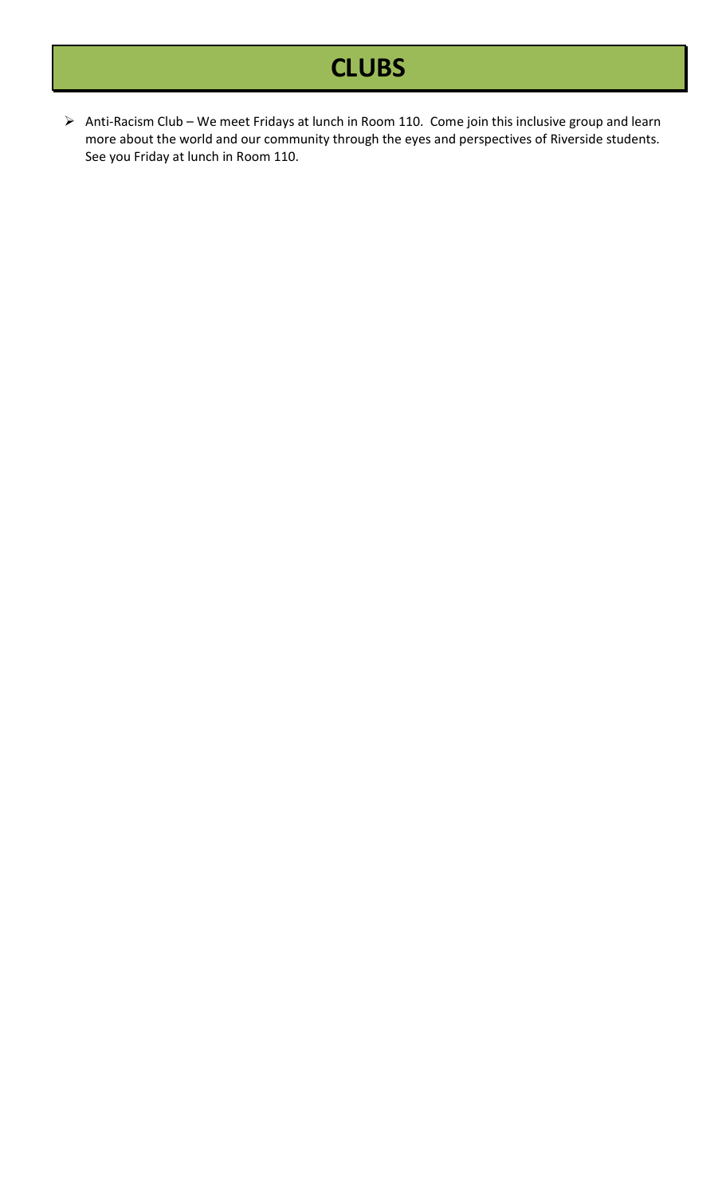# CLUBS

- Anti-Racism Club – We meet Fridays at lunch in Room 110. Come join this inclusive group and learn more about the world and our community through the eyes and perspectives of Riverside students. See you Friday at lunch in Room 110.